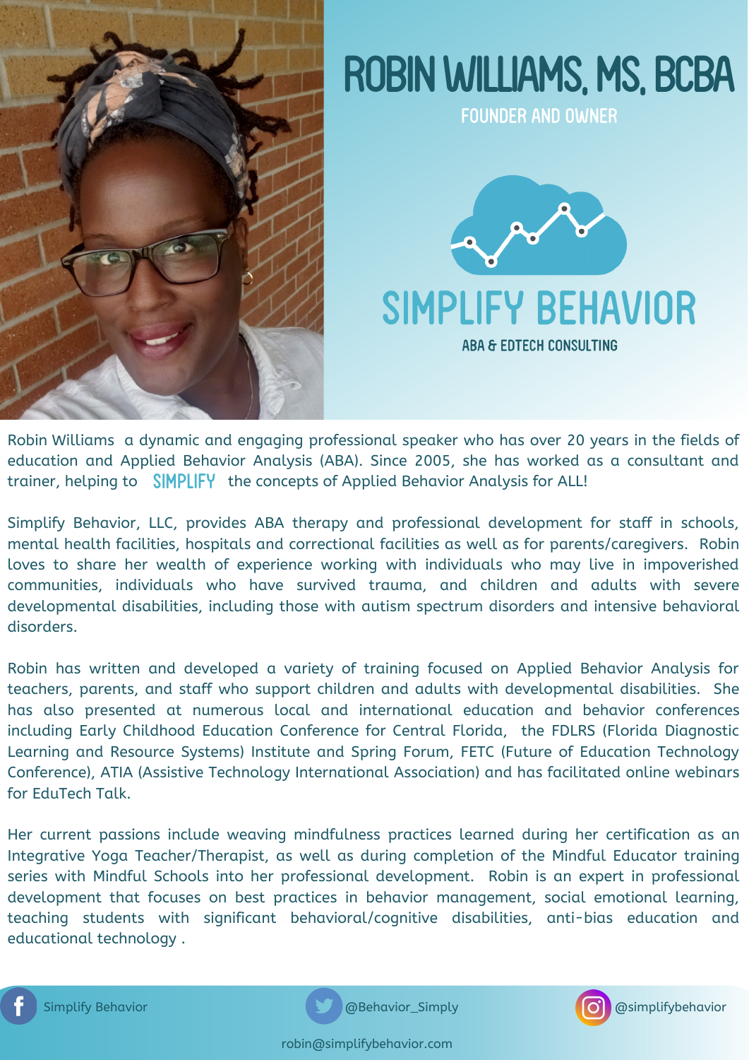# ROBIN WILLIAMS, MS, BCBA

FOUNDER AND OWNER

## SIMPLIFY BEHAVIOR

ABA & EDTECH CONSULTING

Robin Williams a dynamic and engaging professional speaker who has over 20 years in the fields of education and Applied Behavior Analysis (ABA). Since 2005, she has worked as a consultant and trainer, helping to SIMPLIFY the concepts of Applied Behavior Analysis for ALL!

Simplify Behavior, LLC, provides ABA therapy and professional development for staff in schools, mental health facilities, hospitals and correctional facilities as well as for parents/caregivers. Robin loves to share her wealth of experience working with individuals who may live in impoverished communities, individuals who have survived trauma, and children and adults with severe developmental disabilities, including those with autism spectrum disorders and intensive behavioral disorders.

Robin has written and developed a variety of training focused on Applied Behavior Analysis for teachers, parents, and staff who support children and adults with developmental disabilities. She has also presented at numerous local and international education and behavior conferences including Early Childhood Education Conference for Central Florida, the FDLRS (Florida Diagnostic Learning and Resource Systems) Institute and Spring Forum, FETC (Future of Education Technology Conference), ATIA (Assistive Technology International Association) and has facilitated online webinars for EduTech Talk.

Her current passions include weaving mindfulness practices learned during her certification as an Integrative Yoga Teacher/Therapist, as well as during completion of the Mindful Educator training series with Mindful Schools into her professional development. Robin is an expert in professional development that focuses on best practices in behavior management, social emotional learning, teaching students with significant behavioral/cognitive disabilities, anti-bias education and educational technology .

Simplify Behavior | @Behavior_Simply | @simplifybehavior

robin@simplifybehavior.com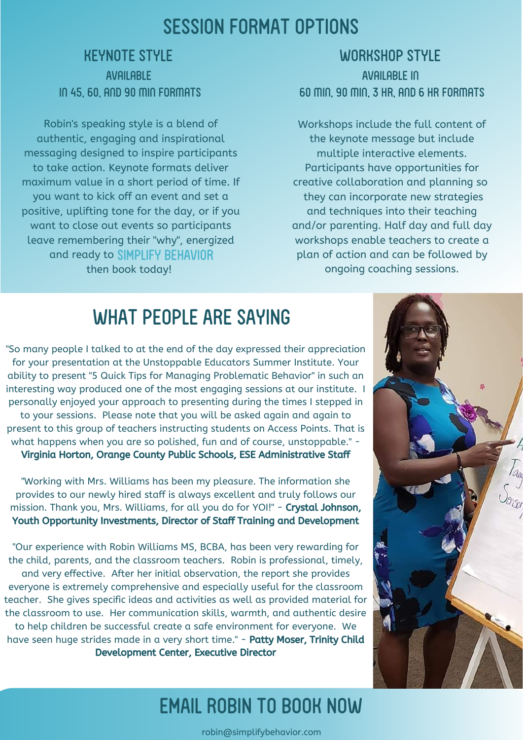# SESSION FORMAT OPTIONS

## KEYNOTE STYLE

AVAILABLE
IN 45, 60, AND 90 MIN FORMATS

Robin's speaking style is a blend of authentic, engaging and inspirational messaging designed to inspire participants to take action. Keynote formats deliver maximum value in a short period of time. If you want to kick off an event and set a positive, uplifting tone for the day, or if you want to close out events so participants leave remembering their "why", energized and ready to SIMPLIFY BEHAVIOR then book today!

## WORKSHOP STYLE

AVAILABLE IN
60 MIN, 90 MIN, 3 HR, AND 6 HR FORMATS

Workshops include the full content of the keynote message but include multiple interactive elements. Participants have opportunities for creative collaboration and planning so they can incorporate new strategies and techniques into their teaching and/or parenting. Half day and full day workshops enable teachers to create a plan of action and can be followed by ongoing coaching sessions.

# WHAT PEOPLE ARE SAYING

"So many people I talked to at the end of the day expressed their appreciation for your presentation at the Unstoppable Educators Summer Institute. Your ability to present "5 Quick Tips for Managing Problematic Behavior" in such an interesting way produced one of the most engaging sessions at our institute. I personally enjoyed your approach to presenting during the times I stepped in to your sessions. Please note that you will be asked again and again to present to this group of teachers instructing students on Access Points. That is what happens when you are so polished, fun and of course, unstoppable." - **Virginia Horton, Orange County Public Schools, ESE Administrative Staff**

"Working with Mrs. Williams has been my pleasure. The information she provides to our newly hired staff is always excellent and truly follows our mission. Thank you, Mrs. Williams, for all you do for YOI!" - **Crystal Johnson, Youth Opportunity Investments, Director of Staff Training and Development**

"Our experience with Robin Williams MS, BCBA, has been very rewarding for the child, parents, and the classroom teachers. Robin is professional, timely, and very effective. After her initial observation, the report she provides everyone is extremely comprehensive and especially useful for the classroom teacher. She gives specific ideas and activities as well as provided material for the classroom to use. Her communication skills, warmth, and authentic desire to help children be successful create a safe environment for everyone. We have seen huge strides made in a very short time." - **Patty Moser, Trinity Child Development Center, Executive Director**

# EMAIL ROBIN TO BOOK NOW

robin@simplifybehavior.com